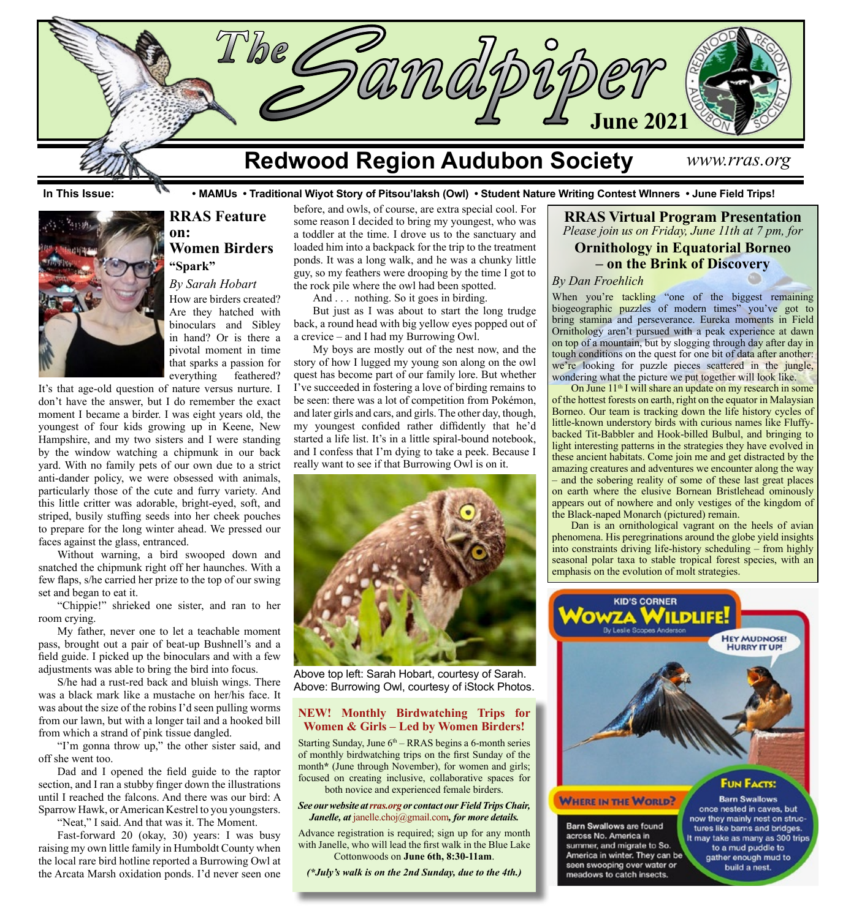# The Sandpiper

**June 2021**

## Redwood Region Audubon Society

*www.rras.org*

**In This Issue:** **• MAMUs • Traditional Wiyot Story of Pitsou'laksh (Owl) • Student Nature Writing Contest WInners • June Field Trips!**

## RRAS Feature on: Women Birders

### "Spark"

*By Sarah Hobart*

How are birders created? Are they hatched with binoculars and Sibley in hand? Or is there a pivotal moment in time that sparks a passion for everything feathered? It's that age-old question of nature versus nurture. I don't have the answer, but I do remember the exact moment I became a birder. I was eight years old, the youngest of four kids growing up in Keene, New Hampshire, and my two sisters and I were standing by the window watching a chipmunk in our back yard. With no family pets of our own due to a strict anti-dander policy, we were obsessed with animals, particularly those of the cute and furry variety. And this little critter was adorable, bright-eyed, soft, and striped, busily stuffing seeds into her cheek pouches to prepare for the long winter ahead. We pressed our faces against the glass, entranced.

Without warning, a bird swooped down and snatched the chipmunk right off her haunches. With a few flaps, s/he carried her prize to the top of our swing set and began to eat it.

"Chippie!" shrieked one sister, and ran to her room crying.

My father, never one to let a teachable moment pass, brought out a pair of beat-up Bushnell's and a field guide. I picked up the binoculars and with a few adjustments was able to bring the bird into focus.

S/he had a rust-red back and bluish wings. There was a black mark like a mustache on her/his face. It was about the size of the robins I'd seen pulling worms from our lawn, but with a longer tail and a hooked bill from which a strand of pink tissue dangled.

"I'm gonna throw up," the other sister said, and off she went too.

Dad and I opened the field guide to the raptor section, and I ran a stubby finger down the illustrations until I reached the falcons. And there was our bird: A Sparrow Hawk, or American Kestrel to you youngsters.

"Neat," I said. And that was it. The Moment.

Fast-forward 20 (okay, 30) years: I was busy raising my own little family in Humboldt County when the local rare bird hotline reported a Burrowing Owl at the Arcata Marsh oxidation ponds. I'd never seen one before, and owls, of course, are extra special cool. For some reason I decided to bring my youngest, who was a toddler at the time. I drove us to the sanctuary and loaded him into a backpack for the trip to the treatment ponds. It was a long walk, and he was a chunky little guy, so my feathers were drooping by the time I got to the rock pile where the owl had been spotted.

And . . . nothing. So it goes in birding.

But just as I was about to start the long trudge back, a round head with big yellow eyes popped out of a crevice – and I had my Burrowing Owl.

My boys are mostly out of the nest now, and the story of how I lugged my young son along on the owl quest has become part of our family lore. But whether I've succeeded in fostering a love of birding remains to be seen: there was a lot of competition from Pokémon, and later girls and cars, and girls. The other day, though, my youngest confided rather diffidently that he'd started a life list. It's in a little spiral-bound notebook, and I confess that I'm dying to take a peek. Because I really want to see if that Burrowing Owl is on it.

Above top left: Sarah Hobart, courtesy of Sarah.
Above: Burrowing Owl, courtesy of iStock Photos.

### NEW! Monthly Birdwatching Trips for Women & Girls – Led by Women Birders!

Starting Sunday, June 6th – RRAS begins a 6-month series of monthly birdwatching trips on the first Sunday of the month* (June through November), for women and girls; focused on creating inclusive, collaborative spaces for both novice and experienced female birders.

***See our website at rras.org or contact our Field Trips Chair, Janelle, at janelle.choj@gmail.com, for more details.***

Advance registration is required; sign up for any month with Janelle, who will lead the first walk in the Blue Lake Cottonwoods on **June 6th, 8:30-11am**.

***(*July's walk is on the 2nd Sunday, due to the 4th.)***

## RRAS Virtual Program Presentation

*Please join us on Friday, June 11th at 7 pm, for*

### Ornithology in Equatorial Borneo – on the Brink of Discovery

*By Dan Froehlich*

When you're tackling "one of the biggest remaining biogeographic puzzles of modern times" you've got to bring stamina and perseverance. Eureka moments in Field Ornithology aren't pursued with a peak experience at dawn on top of a mountain, but by slogging through day after day in tough conditions on the quest for one bit of data after another: we're looking for puzzle pieces scattered in the jungle, wondering what the picture we put together will look like.

On June 11th I will share an update on my research in some of the hottest forests on earth, right on the equator in Malaysian Borneo. Our team is tracking down the life history cycles of little-known understory birds with curious names like Fluffy-backed Tit-Babbler and Hook-billed Bulbul, and bringing to light interesting patterns in the strategies they have evolved in these ancient habitats. Come join me and get distracted by the amazing creatures and adventures we encounter along the way – and the sobering reality of some of these last great places on earth where the elusive Bornean Bristlehead ominously appears out of nowhere and only vestiges of the kingdom of the Black-naped Monarch (pictured) remain.

Dan is an ornithological vagrant on the heels of avian phenomena. His peregrinations around the globe yield insights into constraints driving life-history scheduling – from highly seasonal polar taxa to stable tropical forest species, with an emphasis on the evolution of molt strategies.

## Kid's Corner: Wowza Wildlife!

By Leslie Scopes Anderson

HEY MUDNOSE! HURRY IT UP!

**Where in the World?**

Barn Swallows are found across No. America in summer, and migrate to So. America in winter. They can be seen swooping over water or meadows to catch insects.

**Fun Facts:**

Barn Swallows once nested in caves, but now they mainly nest on structures like barns and bridges. It may take as many as 300 trips to a mud puddle to gather enough mud to build a nest.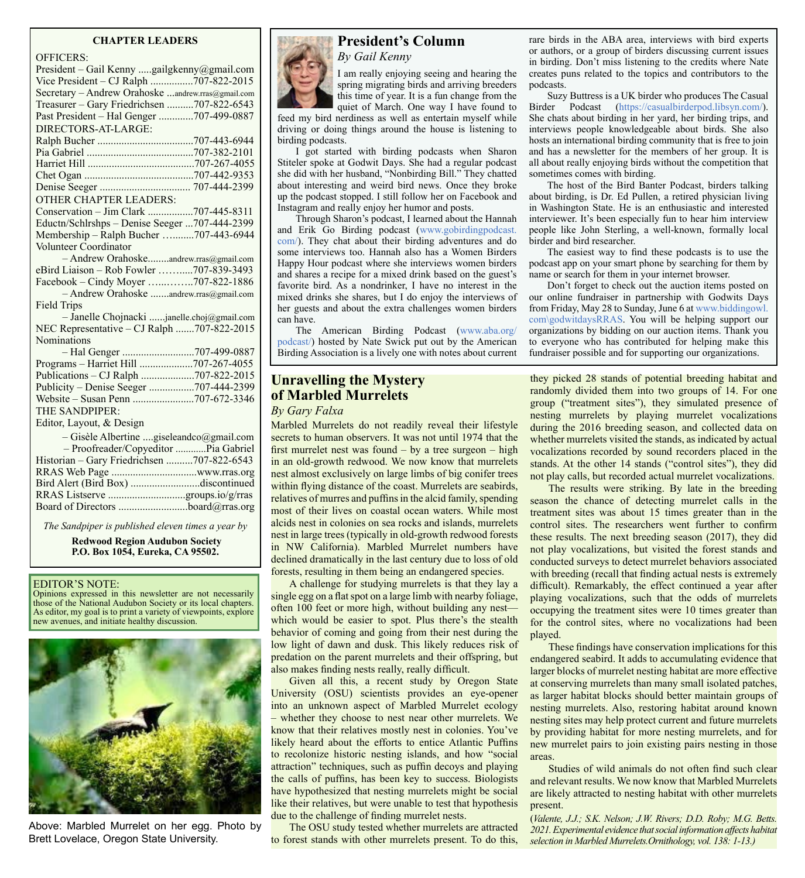### CHAPTER LEADERS

OFFICERS:

President – Gail Kenny .....gailgkenny@gmail.com
Vice President – CJ Ralph ................707-822-2015
Secretary – Andrew Orahoske ...andrew.rras@gmail.com
Treasurer – Gary Friedrichsen ..........707-822-6543
Past President – Hal Genger .............707-499-0887

DIRECTORS-AT-LARGE:

Ralph Bucher ....................................707-443-6944
Pia Gabriel ........................................707-382-2101
Harriet Hill ........................................707-267-4055
Chet Ogan .........................................707-442-9353
Denise Seeger .................................. 707-444-2399

OTHER CHAPTER LEADERS:

Conservation – Jim Clark .................707-445-8311
Eductn/Schlrshps – Denise Seeger ...707-444-2399
Membership – Ralph Bucher …........707-443-6944
Volunteer Coordinator
– Andrew Orahoske........andrew.rras@gmail.com
eBird Liaison – Rob Fowler ……......707-839-3493
Facebook – Cindy Moyer …..……..707-822-1886
– Andrew Orahoske .......andrew.rras@gmail.com
Field Trips
– Janelle Chojnacki ......janelle.choj@gmail.com
NEC Representative – CJ Ralph .......707-822-2015
Nominations
– Hal Genger ...........................707-499-0887
Programs – Harriet Hill ....................707-267-4055
Publications – CJ Ralph ....................707-822-2015
Publicity – Denise Seeger .................707-444-2399
Website – Susan Penn .......................707-672-3346

THE SANDPIPER:

Editor, Layout, & Design
– Gisèle Albertine ....giseleandco@gmail.com
– Proofreader/Copyeditor ............Pia Gabriel
Historian – Gary Friedrichsen ..........707-822-6543
RRAS Web Page ................................www.rras.org
Bird Alert (Bird Box) ..........................discontinued
RRAS Listserve .............................groups.io/g/rras
Board of Directors ..........................board@rras.org

*The Sandpiper is published eleven times a year by*

**Redwood Region Audubon Society
P.O. Box 1054, Eureka, CA 95502.**

EDITOR'S NOTE:
Opinions expressed in this newsletter are not necessarily those of the National Audubon Society or its local chapters. As editor, my goal is to print a variety of viewpoints, explore new avenues, and initiate healthy discussion.

Above: Marbled Murrelet on her egg. Photo by Brett Lovelace, Oregon State University.

## President's Column

*By Gail Kenny*

I am really enjoying seeing and hearing the spring migrating birds and arriving breeders this time of year. It is a fun change from the quiet of March. One way I have found to feed my bird nerdiness as well as entertain myself while driving or doing things around the house is listening to birding podcasts.

I got started with birding podcasts when Sharon Stiteler spoke at Godwit Days. She had a regular podcast she did with her husband, "Nonbirding Bill." They chatted about interesting and weird bird news. Once they broke up the podcast stopped. I still follow her on Facebook and Instagram and really enjoy her humor and posts.

Through Sharon's podcast, I learned about the Hannah and Erik Go Birding podcast (www.gobirdingpodcast.com/). They chat about their birding adventures and do some interviews too. Hannah also has a Women Birders Happy Hour podcast where she interviews women birders and shares a recipe for a mixed drink based on the guest's favorite bird. As a nondrinker, I have no interest in the mixed drinks she shares, but I do enjoy the interviews of her guests and about the extra challenges women birders can have.

The American Birding Podcast (www.aba.org/podcast/) hosted by Nate Swick put out by the American Birding Association is a lively one with notes about current rare birds in the ABA area, interviews with bird experts or authors, or a group of birders discussing current issues in birding. Don't miss listening to the credits where Nate creates puns related to the topics and contributors to the podcasts.

Suzy Buttress is a UK birder who produces The Casual Birder Podcast (https://casualbirderpod.libsyn.com/). She chats about birding in her yard, her birding trips, and interviews people knowledgeable about birds. She also hosts an international birding community that is free to join and has a newsletter for the members of her group. It is all about really enjoying birds without the competition that sometimes comes with birding.

The host of the Bird Banter Podcast, birders talking about birding, is Dr. Ed Pullen, a retired physician living in Washington State. He is an enthusiastic and interested interviewer. It's been especially fun to hear him interview people like John Sterling, a well-known, formally local birder and bird researcher.

The easiest way to find these podcasts is to use the podcast app on your smart phone by searching for them by name or search for them in your internet browser.

Don't forget to check out the auction items posted on our online fundraiser in partnership with Godwits Days from Friday, May 28 to Sunday, June 6 at www.biddingowl.com\godwitdaysRRAS. You will be helping support our organizations by bidding on our auction items. Thank you to everyone who has contributed for helping make this fundraiser possible and for supporting our organizations.

## Unravelling the Mystery of Marbled Murrelets

*By Gary Falxa*

Marbled Murrelets do not readily reveal their lifestyle secrets to human observers. It was not until 1974 that the first murrelet nest was found – by a tree surgeon – high in an old-growth redwood. We now know that murrelets nest almost exclusively on large limbs of big conifer trees within flying distance of the coast. Murrelets are seabirds, relatives of murres and puffins in the alcid family, spending most of their lives on coastal ocean waters. While most alcids nest in colonies on sea rocks and islands, murrelets nest in large trees (typically in old-growth redwood forests in NW California). Marbled Murrelet numbers have declined dramatically in the last century due to loss of old forests, resulting in them being an endangered species.

A challenge for studying murrelets is that they lay a single egg on a flat spot on a large limb with nearby foliage, often 100 feet or more high, without building any nest—which would be easier to spot. Plus there's the stealth behavior of coming and going from their nest during the low light of dawn and dusk. This likely reduces risk of predation on the parent murrelets and their offspring, but also makes finding nests really, really difficult.

Given all this, a recent study by Oregon State University (OSU) scientists provides an eye-opener into an unknown aspect of Marbled Murrelet ecology – whether they choose to nest near other murrelets. We know that their relatives mostly nest in colonies. You've likely heard about the efforts to entice Atlantic Puffins to recolonize historic nesting islands, and how "social attraction" techniques, such as puffin decoys and playing the calls of puffins, has been key to success. Biologists have hypothesized that nesting murrelets might be social like their relatives, but were unable to test that hypothesis due to the challenge of finding murrelet nests.

The OSU study tested whether murrelets are attracted to forest stands with other murrelets present. To do this, they picked 28 stands of potential breeding habitat and randomly divided them into two groups of 14. For one group ("treatment sites"), they simulated presence of nesting murrelets by playing murrelet vocalizations during the 2016 breeding season, and collected data on whether murrelets visited the stands, as indicated by actual vocalizations recorded by sound recorders placed in the stands. At the other 14 stands ("control sites"), they did not play calls, but recorded actual murrelet vocalizations.

The results were striking. By late in the breeding season the chance of detecting murrelet calls in the treatment sites was about 15 times greater than in the control sites. The researchers went further to confirm these results. The next breeding season (2017), they did not play vocalizations, but visited the forest stands and conducted surveys to detect murrelet behaviors associated with breeding (recall that finding actual nests is extremely difficult). Remarkably, the effect continued a year after playing vocalizations, such that the odds of murrelets occupying the treatment sites were 10 times greater than for the control sites, where no vocalizations had been played.

These findings have conservation implications for this endangered seabird. It adds to accumulating evidence that larger blocks of murrelet nesting habitat are more effective at conserving murrelets than many small isolated patches, as larger habitat blocks should better maintain groups of nesting murrelets. Also, restoring habitat around known nesting sites may help protect current and future murrelets by providing habitat for more nesting murrelets, and for new murrelet pairs to join existing pairs nesting in those areas.

Studies of wild animals do not often find such clear and relevant results. We now know that Marbled Murrelets are likely attracted to nesting habitat with other murrelets present.

(*Valente, J.J.; S.K. Nelson; J.W. Rivers; D.D. Roby; M.G. Betts. 2021. Experimental evidence that social information affects habitat selection in Marbled Murrelets. Ornithology, vol. 138: 1-13.)*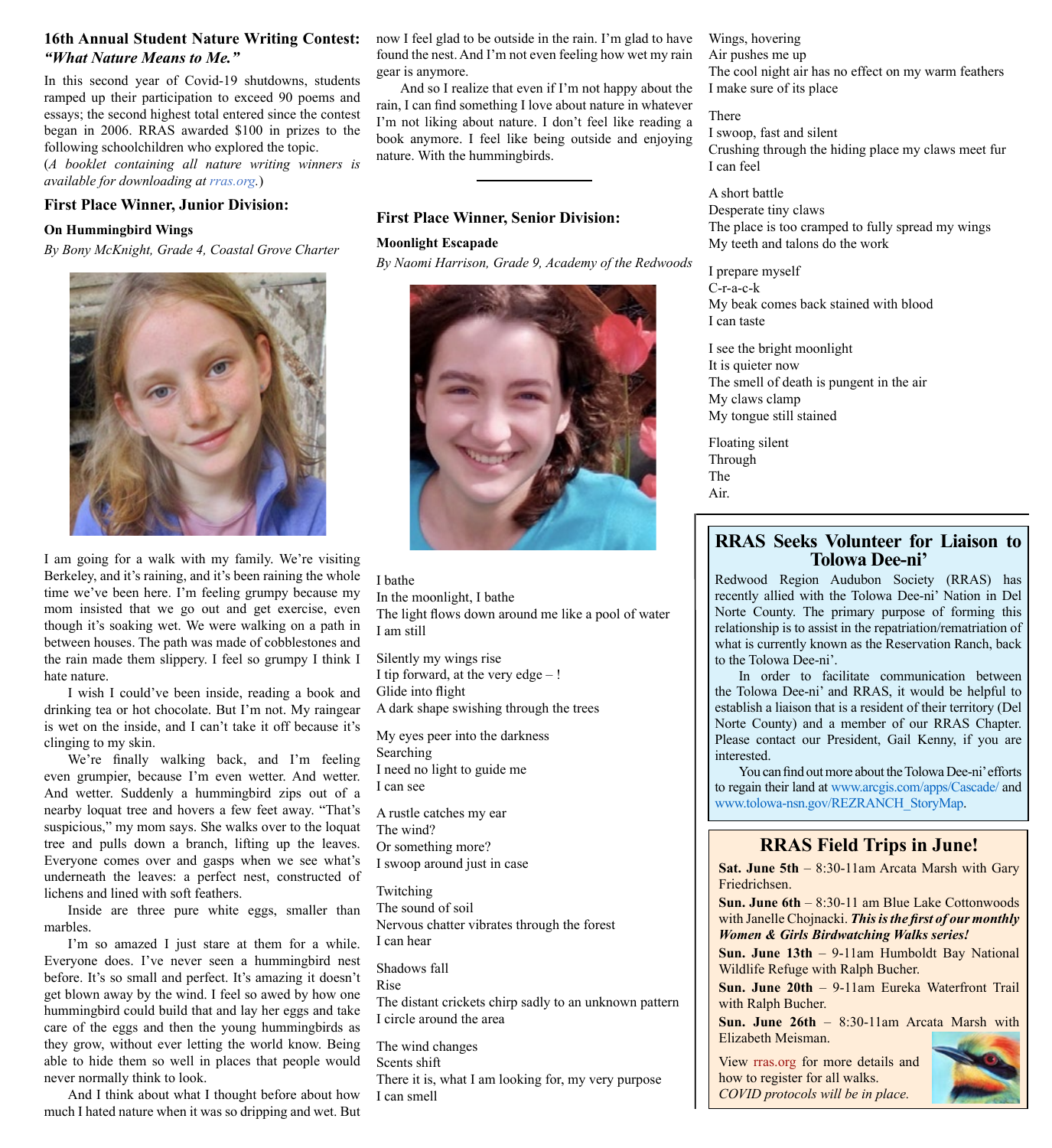## 16th Annual Student Nature Writing Contest: *"What Nature Means to Me."*

In this second year of Covid-19 shutdowns, students ramped up their participation to exceed 90 poems and essays; the second highest total entered since the contest began in 2006. RRAS awarded $100 in prizes to the following schoolchildren who explored the topic.

(*A booklet containing all nature writing winners is available for downloading at rras.org.*)

### First Place Winner, Junior Division:

**On Hummingbird Wings**

*By Bony McKnight, Grade 4, Coastal Grove Charter*

I am going for a walk with my family. We're visiting Berkeley, and it's raining, and it's been raining the whole time we've been here. I'm feeling grumpy because my mom insisted that we go out and get exercise, even though it's soaking wet. We were walking on a path in between houses. The path was made of cobblestones and the rain made them slippery. I feel so grumpy I think I hate nature.

I wish I could've been inside, reading a book and drinking tea or hot chocolate. But I'm not. My raingear is wet on the inside, and I can't take it off because it's clinging to my skin.

We're finally walking back, and I'm feeling even grumpier, because I'm even wetter. And wetter. And wetter. Suddenly a hummingbird zips out of a nearby loquat tree and hovers a few feet away. "That's suspicious," my mom says. She walks over to the loquat tree and pulls down a branch, lifting up the leaves. Everyone comes over and gasps when we see what's underneath the leaves: a perfect nest, constructed of lichens and lined with soft feathers.

Inside are three pure white eggs, smaller than marbles.

I'm so amazed I just stare at them for a while. Everyone does. I've never seen a hummingbird nest before. It's so small and perfect. It's amazing it doesn't get blown away by the wind. I feel so awed by how one hummingbird could build that and lay her eggs and take care of the eggs and then the young hummingbirds as they grow, without ever letting the world know. Being able to hide them so well in places that people would never normally think to look.

And I think about what I thought before about how much I hated nature when it was so dripping and wet. But now I feel glad to be outside in the rain. I'm glad to have found the nest. And I'm not even feeling how wet my rain gear is anymore.

And so I realize that even if I'm not happy about the rain, I can find something I love about nature in whatever I'm not liking about nature. I don't feel like reading a book anymore. I feel like being outside and enjoying nature. With the hummingbirds.

---

### First Place Winner, Senior Division:

**Moonlight Escapade**

*By Naomi Harrison, Grade 9, Academy of the Redwoods*

I bathe
In the moonlight, I bathe
The light flows down around me like a pool of water
I am still

Silently my wings rise
I tip forward, at the very edge – !
Glide into flight
A dark shape swishing through the trees

My eyes peer into the darkness
Searching
I need no light to guide me
I can see

A rustle catches my ear
The wind?
Or something more?
I swoop around just in case

Twitching
The sound of soil
Nervous chatter vibrates through the forest
I can hear

Shadows fall
Rise
The distant crickets chirp sadly to an unknown pattern
I circle around the area

The wind changes
Scents shift
There it is, what I am looking for, my very purpose
I can smell

Wings, hovering
Air pushes me up
The cool night air has no effect on my warm feathers
I make sure of its place

There
I swoop, fast and silent
Crushing through the hiding place my claws meet fur
I can feel

A short battle
Desperate tiny claws
The place is too cramped to fully spread my wings
My teeth and talons do the work

I prepare myself
C-r-a-c-k
My beak comes back stained with blood
I can taste

I see the bright moonlight
It is quieter now
The smell of death is pungent in the air
My claws clamp
My tongue still stained

Floating silent
Through
The
Air.

---

## RRAS Seeks Volunteer for Liaison to Tolowa Dee-ni'

Redwood Region Audubon Society (RRAS) has recently allied with the Tolowa Dee-ni' Nation in Del Norte County. The primary purpose of forming this relationship is to assist in the repatriation/rematriation of what is currently known as the Reservation Ranch, back to the Tolowa Dee-ni'.

In order to facilitate communication between the Tolowa Dee-ni' and RRAS, it would be helpful to establish a liaison that is a resident of their territory (Del Norte County) and a member of our RRAS Chapter. Please contact our President, Gail Kenny, if you are interested.

You can find out more about the Tolowa Dee-ni' efforts to regain their land at www.arcgis.com/apps/Cascade/ and www.tolowa-nsn.gov/REZRANCH_StoryMap.

## RRAS Field Trips in June!

**Sat. June 5th** – 8:30-11am Arcata Marsh with Gary Friedrichsen.

**Sun. June 6th** – 8:30-11 am Blue Lake Cottonwoods with Janelle Chojnacki. ***This is the first of our monthly Women & Girls Birdwatching Walks series!***

**Sun. June 13th** – 9-11am Humboldt Bay National Wildlife Refuge with Ralph Bucher.

**Sun. June 20th** – 9-11am Eureka Waterfront Trail with Ralph Bucher.

**Sun. June 26th** – 8:30-11am Arcata Marsh with Elizabeth Meisman.

View rras.org for more details and how to register for all walks.
*COVID protocols will be in place.*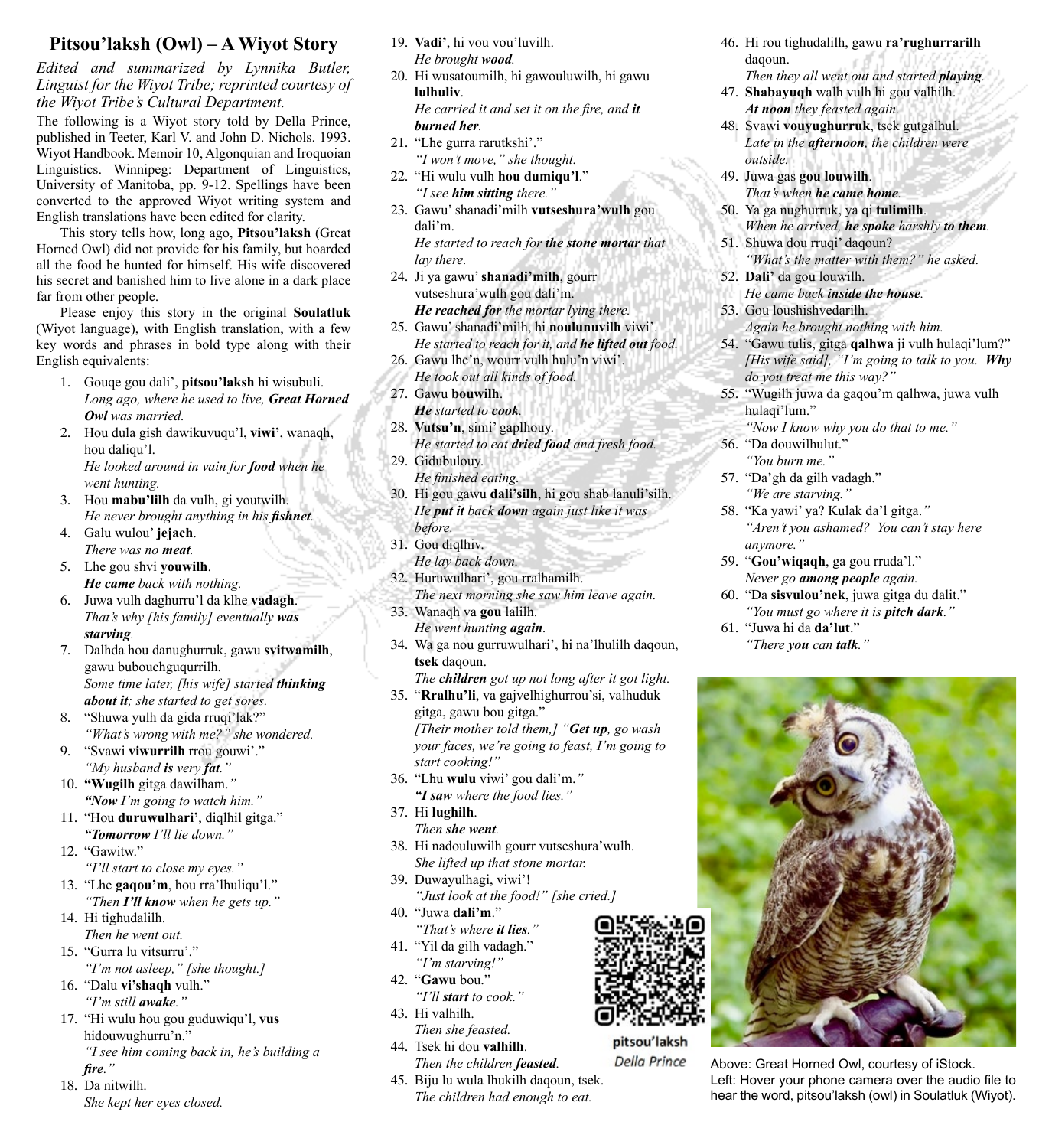# Pitsou'laksh (Owl) – A Wiyot Story

*Edited and summarized by Lynnika Butler, Linguist for the Wiyot Tribe; reprinted courtesy of the Wiyot Tribe's Cultural Department.*

The following is a Wiyot story told by Della Prince, published in Teeter, Karl V. and John D. Nichols. 1993. Wiyot Handbook. Memoir 10, Algonquian and Iroquoian Linguistics. Winnipeg: Department of Linguistics, University of Manitoba, pp. 9-12. Spellings have been converted to the approved Wiyot writing system and English translations have been edited for clarity.

This story tells how, long ago, **Pitsou'laksh** (Great Horned Owl) did not provide for his family, but hoarded all the food he hunted for himself. His wife discovered his secret and banished him to live alone in a dark place far from other people.

Please enjoy this story in the original **Soulatluk** (Wiyot language), with English translation, with a few key words and phrases in bold type along with their English equivalents:

1. Gouqe gou dali', **pitsou'laksh** hi wisubuli.
   *Long ago, where he used to live,* ***Great Horned Owl*** *was married.*
2. Hou dula gish dawikuvuqu'l, **viwi'**, wanaqh, hou daliqu'l.
   *He looked around in vain for* ***food*** *when he went hunting.*
3. Hou **mabu'lilh** da vulh, gi youtwilh.
   *He never brought anything in his* ***fishnet****.*
4. Galu wulou' **jejach**.
   *There was no* ***meat****.*
5. Lhe gou shvi **youwilh**.
   ***He came*** *back with nothing.*
6. Juwa vulh daghurru'l da klhe **vadagh**.
   *That's why [his family] eventually* ***was starving****.*
7. Dalhda hou danughurruk, gawu **svitwamilh**, gawu bubouchguqurrilh.
   *Some time later, [his wife] started* ***thinking about it****; she started to get sores.*
8. "Shuwa yulh da gida rruqi'lak?"
   *"What's wrong with me?" she wondered.*
9. "Svawi **viwurrilh** rrou gouwi'."
   *"My husband* ***is*** *very* ***fat****."*
10. **"Wugilh** gitga dawilham."
    ***"Now*** *I'm going to watch him."*
11. "Hou **duruwulhari'**, diqlhil gitga."
    ***"Tomorrow*** *I'll lie down."*
12. "Gawitw."
    *"I'll start to close my eyes."*
13. "Lhe **gaqou'm**, hou rra'lhuliqu'l."
    *"Then* ***I'll know*** *when he gets up."*
14. Hi tighudalilh.
    *Then he went out.*
15. "Gurra lu vitsurru'."
    *"I'm not asleep," [she thought.]*
16. "Dalu **vi'shaqh** vulh."
    *"I'm still* ***awake****."*
17. "Hi wulu hou gou guduwiqu'l, **vus** hidouwughurru'n."
    *"I see him coming back in, he's building a* ***fire****."*
18. Da nitwilh.
    *She kept her eyes closed.*
19. **Vadi'**, hi vou vou'luvilh.
    *He brought* ***wood****.*
20. Hi wusatoumilh, hi gawouluwilh, hi gawu **lulhuliv**.
    *He carried it and set it on the fire, and* ***it burned her****.*
21. "Lhe gurra rarutkshi'."
    *"I won't move," she thought.*
22. "Hi wulu vulh **hou dumiqu'l**."
    *"I see* ***him sitting*** *there."*
23. Gawu' shanadi'milh **vutseshura'wulh** gou dali'm.
    *He started to reach for* ***the stone mortar*** *that lay there.*
24. Ji ya gawu' **shanadi'milh**, gourr vutseshura'wulh gou dali'm.
    ***He reached for*** *the mortar lying there.*
25. Gawu' shanadi'milh, hi **noulunuvilh** viwi'.
    *He started to reach for it, and* ***he lifted out*** *food.*
26. Gawu lhe'n, wourr vulh hulu'n viwi'.
    *He took out all kinds of food.*
27. Gawu **bouwilh**.
    ***He*** *started to* ***cook****.*
28. **Vutsu'n**, simi' gaplhouy.
    *He started to eat* ***dried food*** *and fresh food.*
29. Gidubulouy.
    *He finished eating.*
30. Hi gou gawu **dali'silh**, hi gou shab lanuli'silh.
    *He* ***put it*** *back* ***down*** *again just like it was before.*
31. Gou diqlhiv.
    *He lay back down.*
32. Huruwulhari', gou rralhamilh.
    *The next morning she saw him leave again.*
33. Wanaqh va **gou** lalilh.
    *He went hunting* ***again****.*
34. Wa ga nou gurruwulhari', hi na'lhulilh daqoun, **tsek** daqoun.
    *The* ***children*** *got up not long after it got light.*
35. "**Rralhu'li**, va gajvelhighurrou'si, valhuduk gitga, gawu bou gitga."
    *[Their mother told them,] "****Get up****, go wash your faces, we're going to feast, I'm going to start cooking!"*
36. "Lhu **wulu** viwi' gou dali'm."
    ***"I saw*** *where the food lies."*
37. Hi **lughilh**.
    *Then* ***she went****.*
38. Hi nadouluwilh gourr vutseshura'wulh.
    *She lifted up that stone mortar.*
39. Duwayulhagi, viwi'!
    *"Just look at the food!" [she cried.]*
40. "Juwa **dali'm**."
    *"That's where* ***it lies****."*
41. "Yil da gilh vadagh."
    *"I'm starving!"*
42. "**Gawu** bou."
    *"I'll* ***start*** *to cook."*
43. Hi valhilh.
    *Then she feasted.*
44. Tsek hi dou **valhilh**.
    *Then the children* ***feasted****.*
45. Biju lu wula lhukilh daqoun, tsek.
    *The children had enough to eat.*
46. Hi rou tighudalilh, gawu **ra'rughurrarilh** daqoun.
    *Then they all went out and started* ***playing****.*
47. **Shabayuqh** walh vulh hi gou valhilh.
    ***At noon*** *they feasted again.*
48. Svawi **vouyughurruk**, tsek gutgalhul.
    *Late in the* ***afternoon****, the children were outside.*
49. Juwa gas **gou louwilh**.
    *That's when* ***he came home****.*
50. Ya ga nughurruk, ya qi **tulimilh**.
    *When he arrived,* ***he spoke*** *harshly* ***to them****.*
51. Shuwa dou rruqi' daqoun?
    *"What's the matter with them?" he asked.*
52. **Dali'** da gou louwilh.
    *He came back* ***inside the house****.*
53. Gou loushishvedarilh.
    *Again he brought nothing with him.*
54. "Gawu tulis, gitga **qalhwa** ji vulh hulaqi'lum?"
    *[His wife said], "I'm going to talk to you.* ***Why*** *do you treat me this way?"*
55. "Wugilh juwa da gaqou'm qalhwa, juwa vulh hulaqi'lum."
    *"Now I know why you do that to me."*
56. "Da douwilhulut."
    *"You burn me."*
57. "Da'gh da gilh vadagh."
    *"We are starving."*
58. "Ka yawi' ya? Kulak da'l gitga."
    *"Aren't you ashamed? You can't stay here anymore."*
59. "**Gou'wiqaqh**, ga gou rruda'l."
    *Never go* ***among people*** *again.*
60. "Da **sisvulou'nek**, juwa gitga du dalit."
    *"You must go where it is* ***pitch dark****."*
61. "Juwa hi da **da'lut**."
    *"There* ***you*** *can* ***talk****."*

pitsou'laksh
*Della Prince*

Above: Great Horned Owl, courtesy of iStock.
Left: Hover your phone camera over the audio file to hear the word, pitsou'laksh (owl) in Soulatluk (Wiyot).